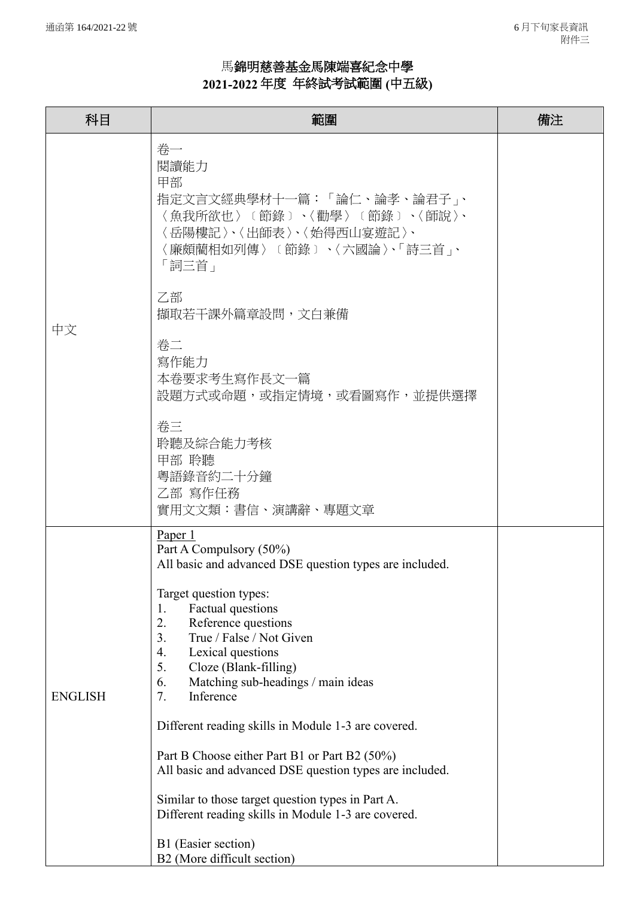# 馬錦明慈善基金馬陳端喜紀念中學
## 2021-2022 年度 年終試考試範圍 (中五級)

| 科目 | 範圍 | 備注 |
|---|---|---|
| 中文 | 卷一<br>閱讀能力<br>甲部<br>指定文言文經典學材十一篇：「論仁、論孝、論君子」、〈魚我所欲也〉〔節錄〕、〈勸學〉〔節錄〕、〈師說〉、〈岳陽樓記〉、〈出師表〉、〈始得西山宴遊記〉、〈廉頗藺相如列傳〉〔節錄〕、〈六國論〉、「詩三首」、「詞三首」<br><br>乙部<br>擷取若干課外篇章設問，文白兼備<br><br>卷二<br>寫作能力<br>本卷要求考生寫作長文一篇<br>設題方式或命題，或指定情境，或看圖寫作，並提供選擇<br><br>卷三<br>聆聽及綜合能力考核<br>甲部 聆聽<br>粵語錄音約二十分鐘<br>乙部 寫作任務<br>實用文文類：書信、演講辭、專題文章 | |
| ENGLISH | Paper 1<br>Part A Compulsory (50%)<br>All basic and advanced DSE question types are included.<br><br>Target question types:<br>1. Factual questions<br>2. Reference questions<br>3. True / False / Not Given<br>4. Lexical questions<br>5. Cloze (Blank-filling)<br>6. Matching sub-headings / main ideas<br>7. Inference<br><br>Different reading skills in Module 1-3 are covered.<br><br>Part B Choose either Part B1 or Part B2 (50%)<br>All basic and advanced DSE question types are included.<br><br>Similar to those target question types in Part A.<br>Different reading skills in Module 1-3 are covered.<br><br>B1 (Easier section)<br>B2 (More difficult section) | |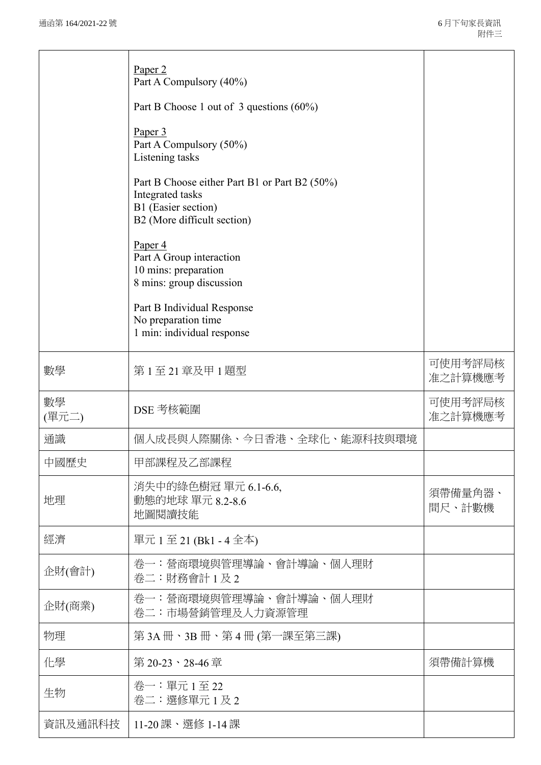| | | |
|---|---|---|
| | <u>Paper 2</u><br>Part A Compulsory (40%)<br><br>Part B Choose 1 out of 3 questions (60%)<br><br><u>Paper 3</u><br>Part A Compulsory (50%)<br>Listening tasks<br><br>Part B Choose either Part B1 or Part B2 (50%)<br>Integrated tasks<br>B1 (Easier section)<br>B2 (More difficult section)<br><br><u>Paper 4</u><br>Part A Group interaction<br>10 mins: preparation<br>8 mins: group discussion<br><br>Part B Individual Response<br>No preparation time<br>1 min: individual response | |
| 數學 | 第 1 至 21 章及甲 1 題型 | 可使用考評局核准之計算機應考 |
| 數學<br>(單元二) | DSE 考核範圍 | 可使用考評局核准之計算機應考 |
| 通識 | 個人成長與人際關係、今日香港、全球化、能源科技與環境 | |
| 中國歷史 | 甲部課程及乙部課程 | |
| 地理 | 消失中的綠色樹冠 單元 6.1-6.6,<br>動態的地球 單元 8.2-8.6<br>地圖閱讀技能 | 須帶備量角器、間尺、計數機 |
| 經濟 | 單元 1 至 21 (Bk1 - 4 全本) | |
| 企財(會計) | 卷一：營商環境與管理導論、會計導論、個人理財<br>卷二：財務會計 1 及 2 | |
| 企財(商業) | 卷一：營商環境與管理導論、會計導論、個人理財<br>卷二：市場營銷管理及人力資源管理 | |
| 物理 | 第 3A 冊、3B 冊、第 4 冊 (第一課至第三課) | |
| 化學 | 第 20-23、28-46 章 | 須帶備計算機 |
| 生物 | 卷一：單元 1 至 22<br>卷二：選修單元 1 及 2 | |
| 資訊及通訊科技 | 11-20 課、選修 1-14 課 | |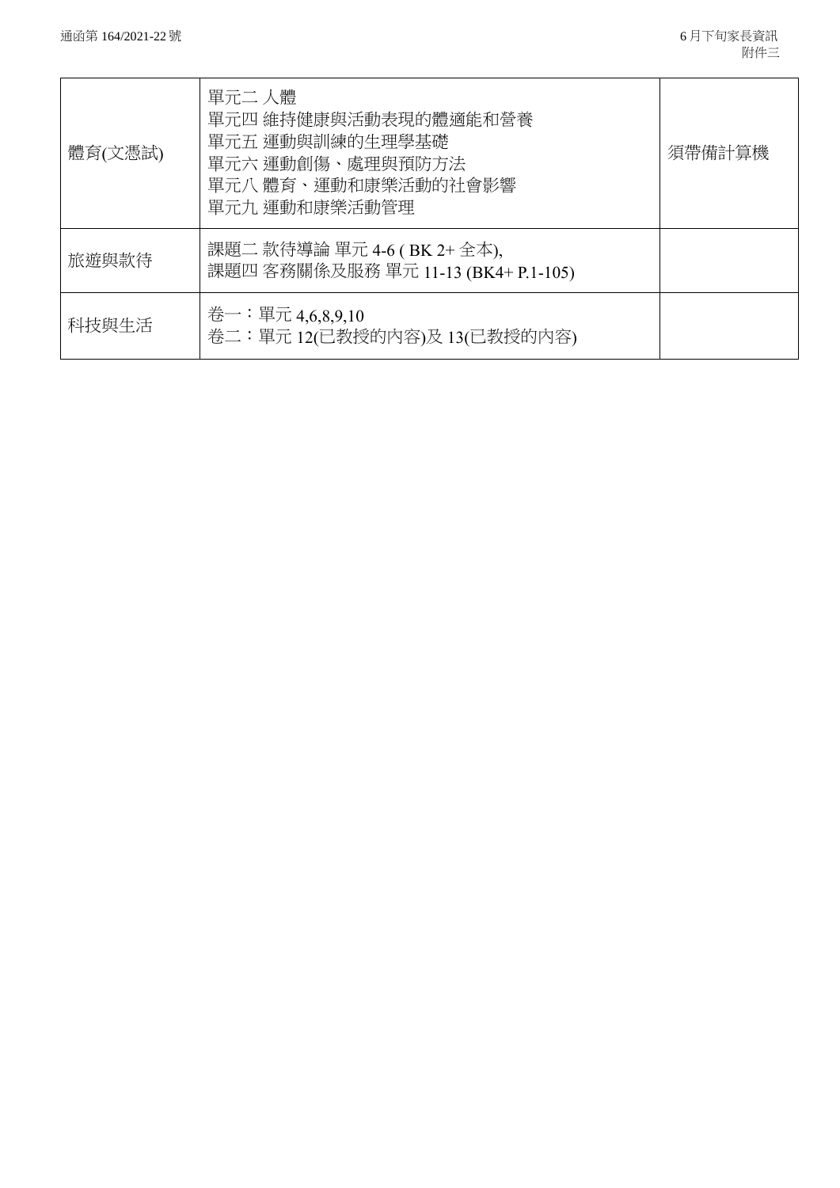| | | |
|---|---|---|
| 體育(文憑試) | 單元二 人體<br>單元四 維持健康與活動表現的體適能和營養<br>單元五 運動與訓練的生理學基礎<br>單元六 運動創傷、處理與預防方法<br>單元八 體育、運動和康樂活動的社會影響<br>單元九 運動和康樂活動管理 | 須帶備計算機 |
| 旅遊與款待 | 課題二 款待導論 單元 4-6 ( BK 2+ 全本),<br>課題四 客務關係及服務 單元 11-13 (BK4+ P.1-105) | |
| 科技與生活 | 卷一：單元 4,6,8,9,10<br>卷二：單元 12(已教授的內容)及 13(已教授的內容) | |